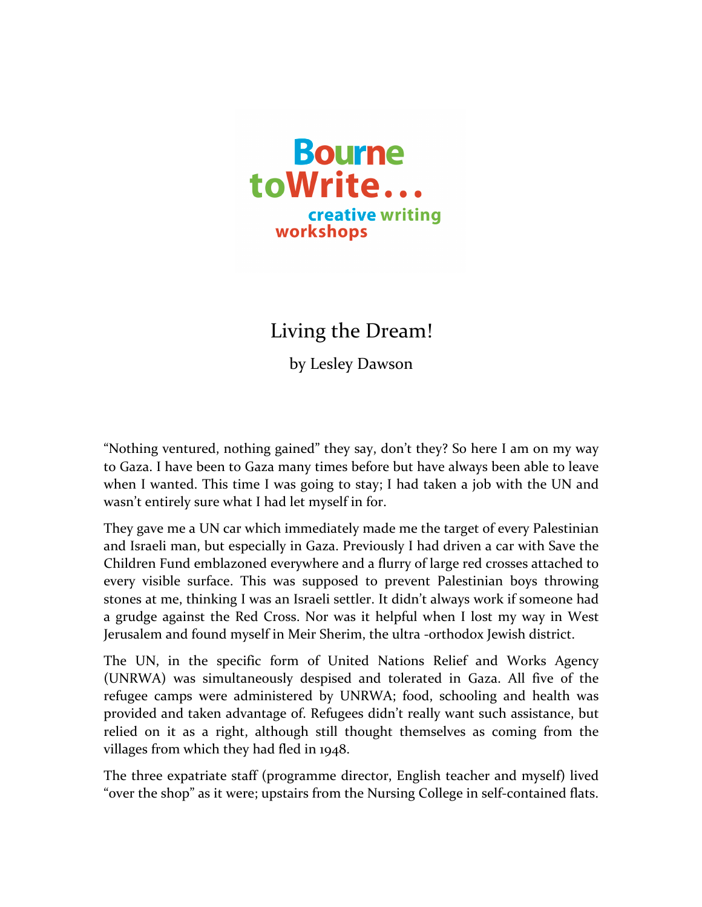Bourne toWrite...

creative writing workshops

# Living the Dream!

by Lesley Dawson

"Nothing ventured, nothing gained" they say, don't they? So here I am on my way to Gaza. I have been to Gaza many times before but have always been able to leave when I wanted. This time I was going to stay; I had taken a job with the UN and wasn't entirely sure what I had let myself in for.

They gave me a UN car which immediately made me the target of every Palestinian and Israeli man, but especially in Gaza. Previously I had driven a car with Save the Children Fund emblazoned everywhere and a flurry of large red crosses attached to every visible surface. This was supposed to prevent Palestinian boys throwing stones at me, thinking I was an Israeli settler. It didn't always work if someone had a grudge against the Red Cross. Nor was it helpful when I lost my way in West Jerusalem and found myself in Meir Sherim, the ultra -orthodox Jewish district.

The UN, in the specific form of United Nations Relief and Works Agency (UNRWA) was simultaneously despised and tolerated in Gaza. All five of the refugee camps were administered by UNRWA; food, schooling and health was provided and taken advantage of. Refugees didn't really want such assistance, but relied on it as a right, although still thought themselves as coming from the villages from which they had fled in 1948.

The three expatriate staff (programme director, English teacher and myself) lived "over the shop" as it were; upstairs from the Nursing College in self-contained flats.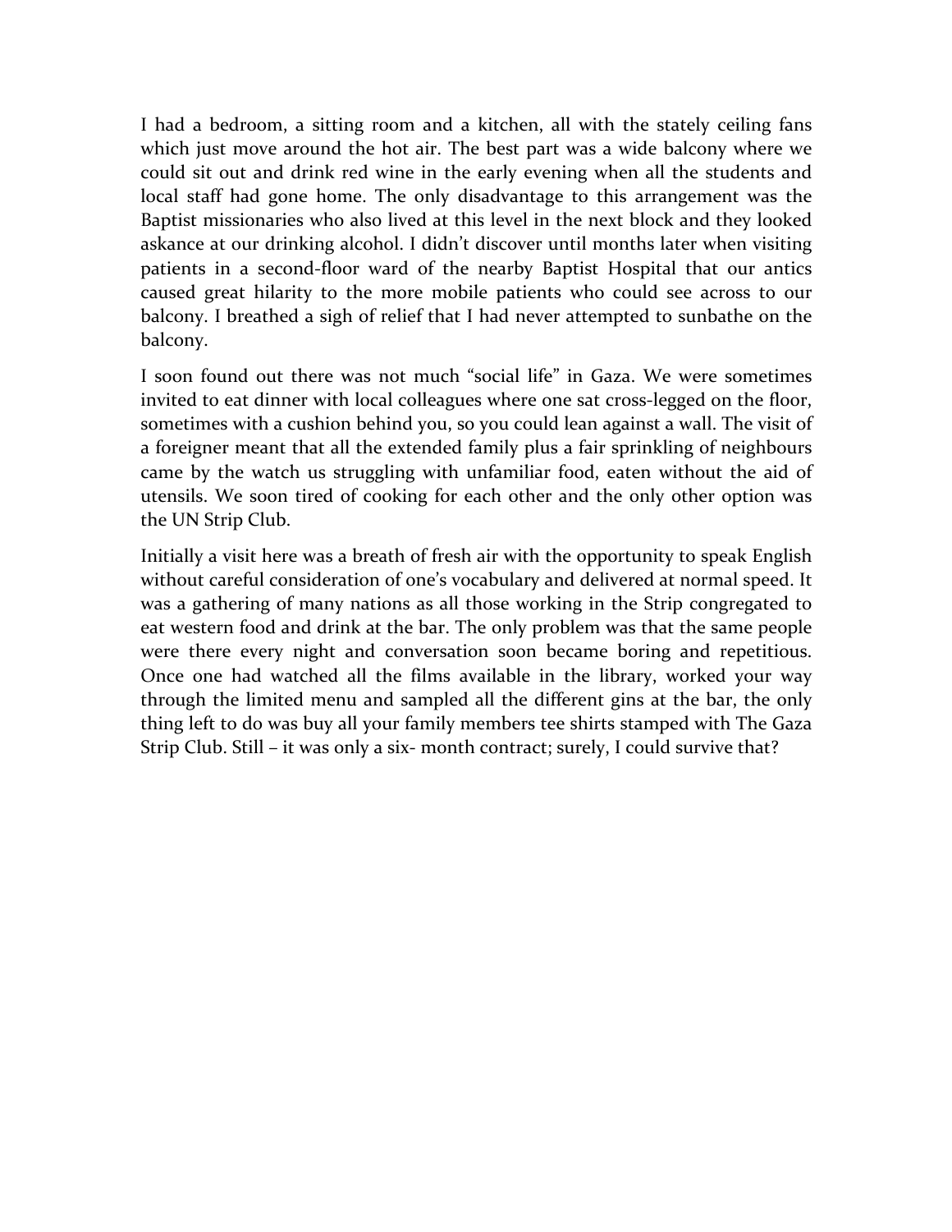I had a bedroom, a sitting room and a kitchen, all with the stately ceiling fans which just move around the hot air. The best part was a wide balcony where we could sit out and drink red wine in the early evening when all the students and local staff had gone home. The only disadvantage to this arrangement was the Baptist missionaries who also lived at this level in the next block and they looked askance at our drinking alcohol. I didn't discover until months later when visiting patients in a second-floor ward of the nearby Baptist Hospital that our antics caused great hilarity to the more mobile patients who could see across to our balcony. I breathed a sigh of relief that I had never attempted to sunbathe on the balcony.

I soon found out there was not much "social life" in Gaza. We were sometimes invited to eat dinner with local colleagues where one sat cross-legged on the floor, sometimes with a cushion behind you, so you could lean against a wall. The visit of a foreigner meant that all the extended family plus a fair sprinkling of neighbours came by the watch us struggling with unfamiliar food, eaten without the aid of utensils. We soon tired of cooking for each other and the only other option was the UN Strip Club.

Initially a visit here was a breath of fresh air with the opportunity to speak English without careful consideration of one's vocabulary and delivered at normal speed. It was a gathering of many nations as all those working in the Strip congregated to eat western food and drink at the bar. The only problem was that the same people were there every night and conversation soon became boring and repetitious. Once one had watched all the films available in the library, worked your way through the limited menu and sampled all the different gins at the bar, the only thing left to do was buy all your family members tee shirts stamped with The Gaza Strip Club. Still – it was only a six- month contract; surely, I could survive that?